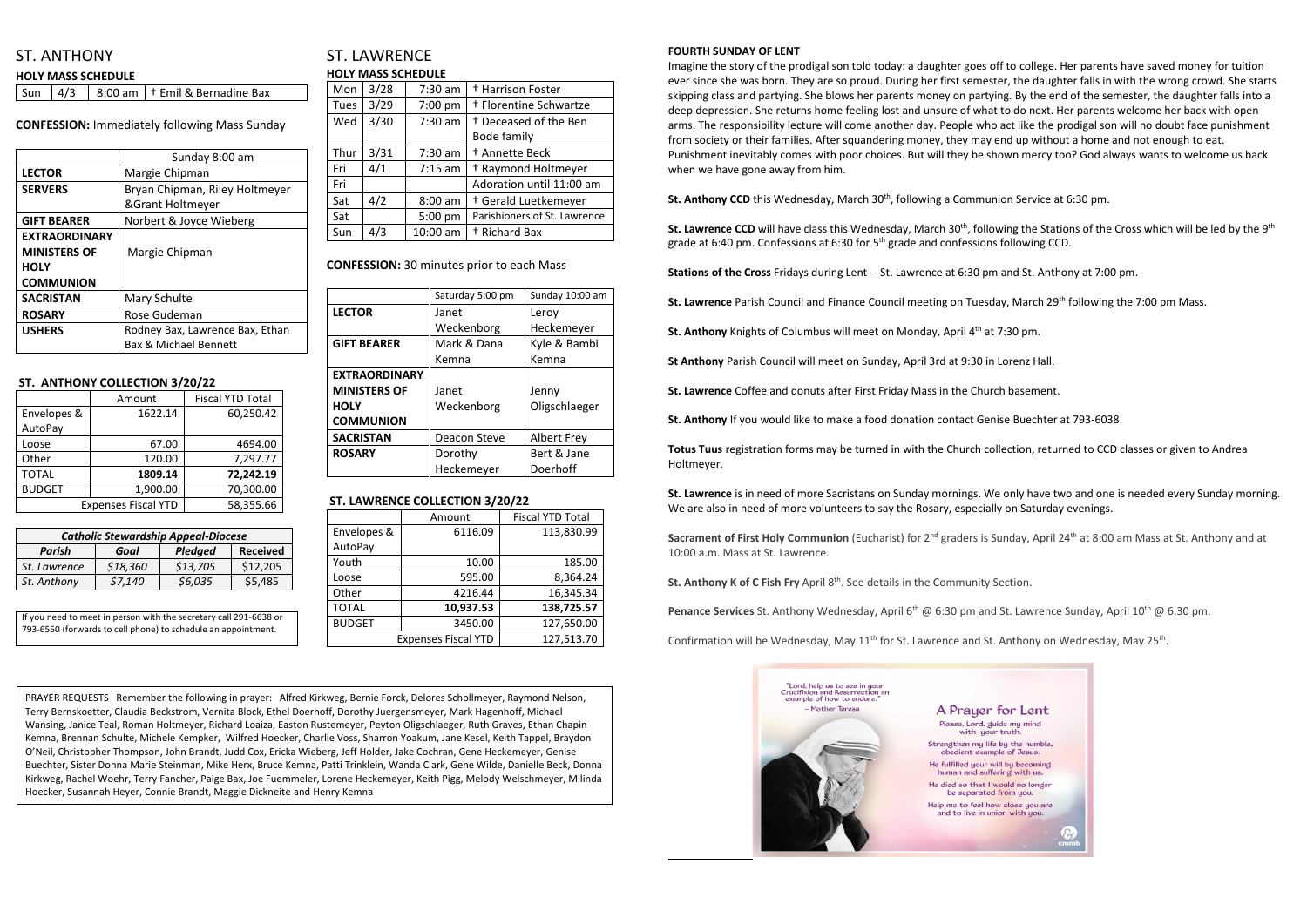# ST. ANTHONY

**HOLY MASS SCHEDULE**

| Sun | 4/3 | 8:00 am | † Emil & Bernadine Bax |
|---|---|---|---|

**CONFESSION:** Immediately following Mass Sunday

| | Sunday 8:00 am |
|---|---|
| **LECTOR** | Margie Chipman |
| **SERVERS** | Bryan Chipman, Riley Holtmeyer &Grant Holtmeyer |
| **GIFT BEARER** | Norbert & Joyce Wieberg |
| **EXTRAORDINARY MINISTERS OF HOLY COMMUNION** | Margie Chipman |
| **SACRISTAN** | Mary Schulte |
| **ROSARY** | Rose Gudeman |
| **USHERS** | Rodney Bax, Lawrence Bax, Ethan Bax & Michael Bennett |

**ST. ANTHONY COLLECTION 3/20/22**

| | Amount | Fiscal YTD Total |
|---|---|---|
| Envelopes & AutoPay | 1622.14 | 60,250.42 |
| Loose | 67.00 | 4694.00 |
| Other | 120.00 | 7,297.77 |
| TOTAL | **1809.14** | **72,242.19** |
| BUDGET | 1,900.00 | 70,300.00 |
| Expenses Fiscal YTD | | 58,355.66 |

| *Catholic Stewardship Appeal-Diocese* | | | |
|---|---|---|---|
| ***Parish*** | ***Goal*** | ***Pledged*** | ***Received*** |
| *St. Lawrence* | *$18,360* | *$13,705* | $12,205 |
| *St. Anthony* | *$7,140* | *$6,035* | $5,485 |

If you need to meet in person with the secretary call 291-6638 or 793-6550 (forwards to cell phone) to schedule an appointment.

# ST. LAWRENCE

**HOLY MASS SCHEDULE**

| Mon | 3/28 | 7:30 am | † Harrison Foster |
|---|---|---|---|
| Tues | 3/29 | 7:00 pm | † Florentine Schwartze |
| Wed | 3/30 | 7:30 am | † Deceased of the Ben Bode family |
| Thur | 3/31 | 7:30 am | † Annette Beck |
| Fri | 4/1 | 7:15 am | † Raymond Holtmeyer |
| Fri | | | Adoration until 11:00 am |
| Sat | 4/2 | 8:00 am | † Gerald Luetkemeyer |
| Sat | | 5:00 pm | Parishioners of St. Lawrence |
| Sun | 4/3 | 10:00 am | † Richard Bax |

**CONFESSION:** 30 minutes prior to each Mass

| | Saturday 5:00 pm | Sunday 10:00 am |
|---|---|---|
| **LECTOR** | Janet Weckenborg | Leroy Heckemeyer |
| **GIFT BEARER** | Mark & Dana Kemna | Kyle & Bambi Kemna |
| **EXTRAORDINARY MINISTERS OF HOLY COMMUNION** | Janet Weckenborg | Jenny Oligschlaeger |
| **SACRISTAN** | Deacon Steve | Albert Frey |
| **ROSARY** | Dorothy Heckemeyer | Bert & Jane Doerhoff |

**ST. LAWRENCE COLLECTION 3/20/22**

| | Amount | Fiscal YTD Total |
|---|---|---|
| Envelopes & AutoPay | 6116.09 | 113,830.99 |
| Youth | 10.00 | 185.00 |
| Loose | 595.00 | 8,364.24 |
| Other | 4216.44 | 16,345.34 |
| TOTAL | **10,937.53** | **138,725.57** |
| BUDGET | 3450.00 | 127,650.00 |
| Expenses Fiscal YTD | | 127,513.70 |

**FOURTH SUNDAY OF LENT**

Imagine the story of the prodigal son told today: a daughter goes off to college. Her parents have saved money for tuition ever since she was born. They are so proud. During her first semester, the daughter falls in with the wrong crowd. She starts skipping class and partying. She blows her parents money on partying. By the end of the semester, the daughter falls into a deep depression. She returns home feeling lost and unsure of what to do next. Her parents welcome her back with open arms. The responsibility lecture will come another day. People who act like the prodigal son will no doubt face punishment from society or their families. After squandering money, they may end up without a home and not enough to eat. Punishment inevitably comes with poor choices. But will they be shown mercy too? God always wants to welcome us back when we have gone away from him.

**St. Anthony CCD** this Wednesday, March 30th, following a Communion Service at 6:30 pm.

**St. Lawrence CCD** will have class this Wednesday, March 30th, following the Stations of the Cross which will be led by the 9th grade at 6:40 pm. Confessions at 6:30 for 5th grade and confessions following CCD.

**Stations of the Cross** Fridays during Lent -- St. Lawrence at 6:30 pm and St. Anthony at 7:00 pm.

**St. Lawrence** Parish Council and Finance Council meeting on Tuesday, March 29th following the 7:00 pm Mass.

**St. Anthony** Knights of Columbus will meet on Monday, April 4th at 7:30 pm.

**St Anthony** Parish Council will meet on Sunday, April 3rd at 9:30 in Lorenz Hall.

**St. Lawrence** Coffee and donuts after First Friday Mass in the Church basement.

**St. Anthony** If you would like to make a food donation contact Genise Buechter at 793-6038.

**Totus Tuus** registration forms may be turned in with the Church collection, returned to CCD classes or given to Andrea Holtmeyer.

**St. Lawrence** is in need of more Sacristans on Sunday mornings. We only have two and one is needed every Sunday morning. We are also in need of more volunteers to say the Rosary, especially on Saturday evenings.

**Sacrament of First Holy Communion** (Eucharist) for 2nd graders is Sunday, April 24th at 8:00 am Mass at St. Anthony and at 10:00 a.m. Mass at St. Lawrence.

**St. Anthony K of C Fish Fry** April 8th. See details in the Community Section.

**Penance Services** St. Anthony Wednesday, April 6th @ 6:30 pm and St. Lawrence Sunday, April 10th @ 6:30 pm.

Confirmation will be Wednesday, May 11th for St. Lawrence and St. Anthony on Wednesday, May 25th.

PRAYER REQUESTS Remember the following in prayer: Alfred Kirkweg, Bernie Forck, Delores Schollmeyer, Raymond Nelson, Terry Bernskoetter, Claudia Beckstrom, Vernita Block, Ethel Doerhoff, Dorothy Juergensmeyer, Mark Hagenhoff, Michael Wansing, Janice Teal, Roman Holtmeyer, Richard Loaiza, Easton Rustemeyer, Peyton Oligschlaeger, Ruth Graves, Ethan Chapin Kemna, Brennan Schulte, Michele Kempker, Wilfred Hoecker, Charlie Voss, Sharron Yoakum, Jane Kesel, Keith Tappel, Braydon O'Neil, Christopher Thompson, John Brandt, Judd Cox, Ericka Wieberg, Jeff Holder, Jake Cochran, Gene Heckemeyer, Genise Buechter, Sister Donna Marie Steinman, Mike Herx, Bruce Kemna, Patti Trinklein, Wanda Clark, Gene Wilde, Danielle Beck, Donna Kirkweg, Rachel Woehr, Terry Fancher, Paige Bax, Joe Fuemmeler, Lorene Heckemeyer, Keith Pigg, Melody Welschmeyer, Milinda Hoecker, Susannah Heyer, Connie Brandt, Maggie Dickneite and Henry Kemna

"Lord, help us to see in your Crucifixion and Resurrection an example of how to endure." – Mother Teresa

**A Prayer for Lent**

Please, Lord, guide my mind with your truth.
Strengthen my life by the humble, obedient example of Jesus.
He fulfilled your will by becoming human and suffering with us.
He died so that I would no longer be separated from you.
Help me to feel how close you are and to live in union with you.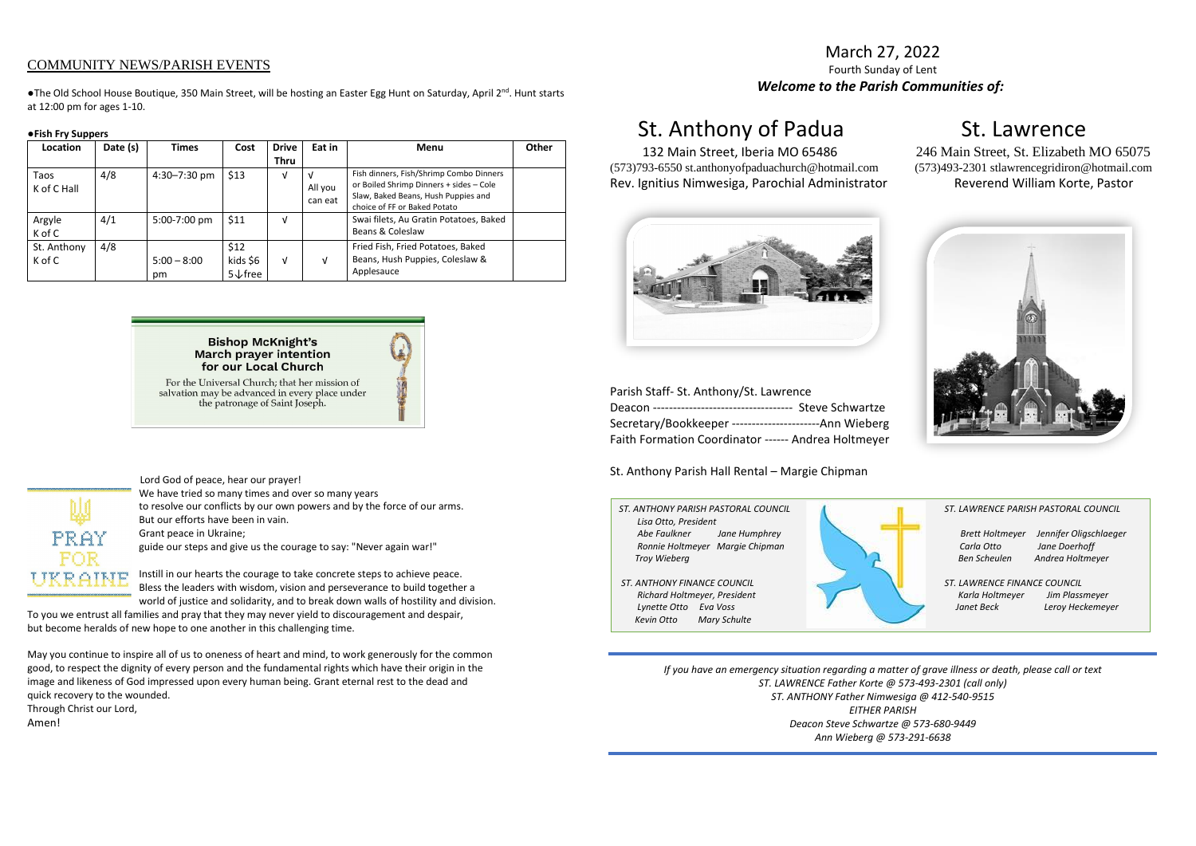## COMMUNITY NEWS/PARISH EVENTS

●The Old School House Boutique, 350 Main Street, will be hosting an Easter Egg Hunt on Saturday, April 2nd. Hunt starts at 12:00 pm for ages 1-10.

**●Fish Fry Suppers**

| Location | Date (s) | Times | Cost | Drive Thru | Eat in | Menu | Other |
|---|---|---|---|---|---|---|---|
| Taos K of C Hall | 4/8 | 4:30–7:30 pm | $13 | √ | √ All you can eat | Fish dinners, Fish/Shrimp Combo Dinners or Boiled Shrimp Dinners + sides – Cole Slaw, Baked Beans, Hush Puppies and choice of FF or Baked Potato | |
| Argyle K of C | 4/1 | 5:00-7:00 pm | $11 | √ | | Swai filets, Au Gratin Potatoes, Baked Beans & Coleslaw | |
| St. Anthony K of C | 4/8 | 5:00 – 8:00 pm | $12 kids $6 5↓free | √ | √ | Fried Fish, Fried Potatoes, Baked Beans, Hush Puppies, Coleslaw & Applesauce | |

**Bishop McKnight's March prayer intention for our Local Church**

For the Universal Church; that her mission of salvation may be advanced in every place under the patronage of Saint Joseph.

PRAY FOR UKRAINE

Lord God of peace, hear our prayer!
We have tried so many times and over so many years
to resolve our conflicts by our own powers and by the force of our arms.
But our efforts have been in vain.
Grant peace in Ukraine;
guide our steps and give us the courage to say: "Never again war!"

Instill in our hearts the courage to take concrete steps to achieve peace.
Bless the leaders with wisdom, vision and perseverance to build together a world of justice and solidarity, and to break down walls of hostility and division.
To you we entrust all families and pray that they may never yield to discouragement and despair, but become heralds of new hope to one another in this challenging time.

May you continue to inspire all of us to oneness of heart and mind, to work generously for the common good, to respect the dignity of every person and the fundamental rights which have their origin in the image and likeness of God impressed upon every human being. Grant eternal rest to the dead and quick recovery to the wounded.
Through Christ our Lord,
Amen!

March 27, 2022
Fourth Sunday of Lent
***Welcome to the Parish Communities of:***

# St. Anthony of Padua

132 Main Street, Iberia MO 65486
(573)793-6550 st.anthonyofpaduachurch@hotmail.com
Rev. Ignitius Nimwesiga, Parochial Administrator

# St. Lawrence

246 Main Street, St. Elizabeth MO 65075
(573)493-2301 stlawrencegridiron@hotmail.com
Reverend William Korte, Pastor

Parish Staff- St. Anthony/St. Lawrence
Deacon ----------------------------------- Steve Schwartze
Secretary/Bookkeeper ----------------------Ann Wieberg
Faith Formation Coordinator ------ Andrea Holtmeyer

St. Anthony Parish Hall Rental – Margie Chipman

*ST. ANTHONY PARISH PASTORAL COUNCIL*
*Lisa Otto, President*
*Abe Faulkner Jane Humphrey*
*Ronnie Holtmeyer Margie Chipman*
*Troy Wieberg*

*ST. ANTHONY FINANCE COUNCIL*
*Richard Holtmeyer, President*
*Lynette Otto Eva Voss*
*Kevin Otto Mary Schulte*

*ST. LAWRENCE PARISH PASTORAL COUNCIL*
*Brett Holtmeyer Jennifer Oligschlaeger*
*Carla Otto Jane Doerhoff*
*Ben Scheulen Andrea Holtmeyer*

*ST. LAWRENCE FINANCE COUNCIL*
*Karla Holtmeyer Jim Plassmeyer*
*Janet Beck Leroy Heckemeyer*

*If you have an emergency situation regarding a matter of grave illness or death, please call or text*
*ST. LAWRENCE Father Korte @ 573-493-2301 (call only)*
*ST. ANTHONY Father Nimwesiga @ 412-540-9515*
*EITHER PARISH*
*Deacon Steve Schwartze @ 573-680-9449*
*Ann Wieberg @ 573-291-6638*